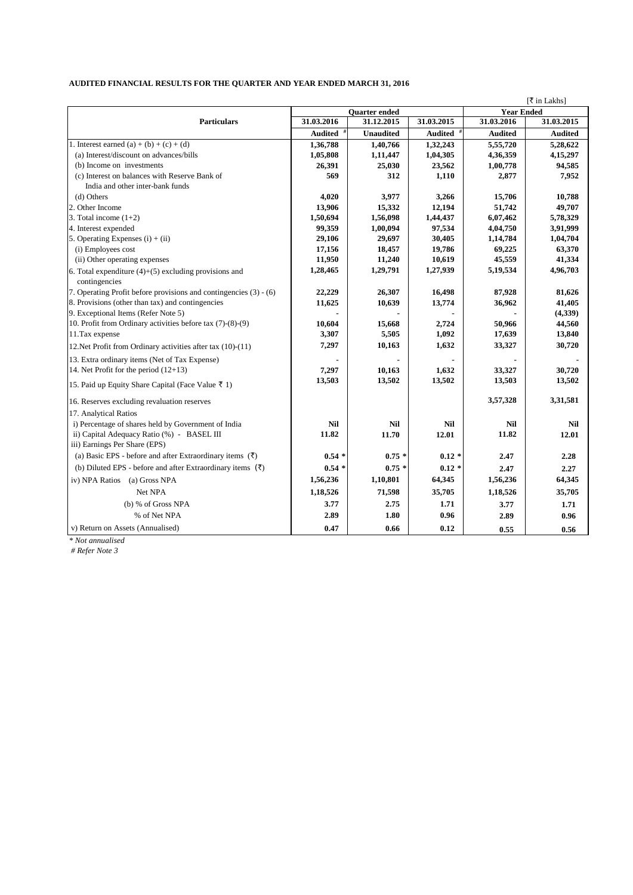**AUDITED FINANCIAL RESULTS FOR THE QUARTER AND YEAR ENDED MARCH 31, 2016**

[₹ in Lakhs]

| Particulars | Quarter ended | | | Year Ended | |
|---|---|---|---|---|---|
| | 31.03.2016 | 31.12.2015 | 31.03.2015 | 31.03.2016 | 31.03.2015 |
| | Audited # | Unaudited | Audited # | Audited | Audited |
| 1. Interest earned (a) + (b) + (c) + (d) | 1,36,788 | 1,40,766 | 1,32,243 | 5,55,720 | 5,28,622 |
| (a) Interest/discount on advances/bills | 1,05,808 | 1,11,447 | 1,04,305 | 4,36,359 | 4,15,297 |
| (b) Income on investments | 26,391 | 25,030 | 23,562 | 1,00,778 | 94,585 |
| (c) Interest on balances with Reserve Bank of India and other inter-bank funds | 569 | 312 | 1,110 | 2,877 | 7,952 |
| (d) Others | 4,020 | 3,977 | 3,266 | 15,706 | 10,788 |
| 2. Other Income | 13,906 | 15,332 | 12,194 | 51,742 | 49,707 |
| 3. Total income (1+2) | 1,50,694 | 1,56,098 | 1,44,437 | 6,07,462 | 5,78,329 |
| 4. Interest expended | 99,359 | 1,00,094 | 97,534 | 4,04,750 | 3,91,999 |
| 5. Operating Expenses (i) + (ii) | 29,106 | 29,697 | 30,405 | 1,14,784 | 1,04,704 |
| (i) Employees cost | 17,156 | 18,457 | 19,786 | 69,225 | 63,370 |
| (ii) Other operating expenses | 11,950 | 11,240 | 10,619 | 45,559 | 41,334 |
| 6. Total expenditure (4)+(5) excluding provisions and contingencies | 1,28,465 | 1,29,791 | 1,27,939 | 5,19,534 | 4,96,703 |
| 7. Operating Profit before provisions and contingencies (3) - (6) | 22,229 | 26,307 | 16,498 | 87,928 | 81,626 |
| 8. Provisions (other than tax) and contingencies | 11,625 | 10,639 | 13,774 | 36,962 | 41,405 |
| 9. Exceptional Items (Refer Note 5) | - | - | - | - | (4,339) |
| 10. Profit from Ordinary activities before tax (7)-(8)-(9) | 10,604 | 15,668 | 2,724 | 50,966 | 44,560 |
| 11.Tax expense | 3,307 | 5,505 | 1,092 | 17,639 | 13,840 |
| 12.Net Profit from Ordinary activities after tax (10)-(11) | 7,297 | 10,163 | 1,632 | 33,327 | 30,720 |
| 13. Extra ordinary items (Net of Tax Expense) | - | - | - | - | - |
| 14. Net Profit for the period (12+13) | 7,297 | 10,163 | 1,632 | 33,327 | 30,720 |
| 15. Paid up Equity Share Capital (Face Value ₹ 1) | 13,503 | 13,502 | 13,502 | 13,503 | 13,502 |
| 16. Reserves excluding revaluation reserves | | | | 3,57,328 | 3,31,581 |
| 17. Analytical Ratios | | | | | |
| i) Percentage of shares held by Government of India | Nil | Nil | Nil | Nil | Nil |
| ii) Capital Adequacy Ratio (%) - BASEL III | 11.82 | 11.70 | 12.01 | 11.82 | 12.01 |
| iii) Earnings Per Share (EPS) | | | | | |
| (a) Basic EPS - before and after Extraordinary items (₹) | 0.54 * | 0.75 * | 0.12 * | 2.47 | 2.28 |
| (b) Diluted EPS - before and after Extraordinary items (₹) | 0.54 * | 0.75 * | 0.12 * | 2.47 | 2.27 |
| iv) NPA Ratios (a) Gross NPA | 1,56,236 | 1,10,801 | 64,345 | 1,56,236 | 64,345 |
| Net NPA | 1,18,526 | 71,598 | 35,705 | 1,18,526 | 35,705 |
| (b) % of Gross NPA | 3.77 | 2.75 | 1.71 | 3.77 | 1.71 |
| % of Net NPA | 2.89 | 1.80 | 0.96 | 2.89 | 0.96 |
| v) Return on Assets (Annualised) | 0.47 | 0.66 | 0.12 | 0.55 | 0.56 |

*\* Not annualised*

*# Refer Note 3*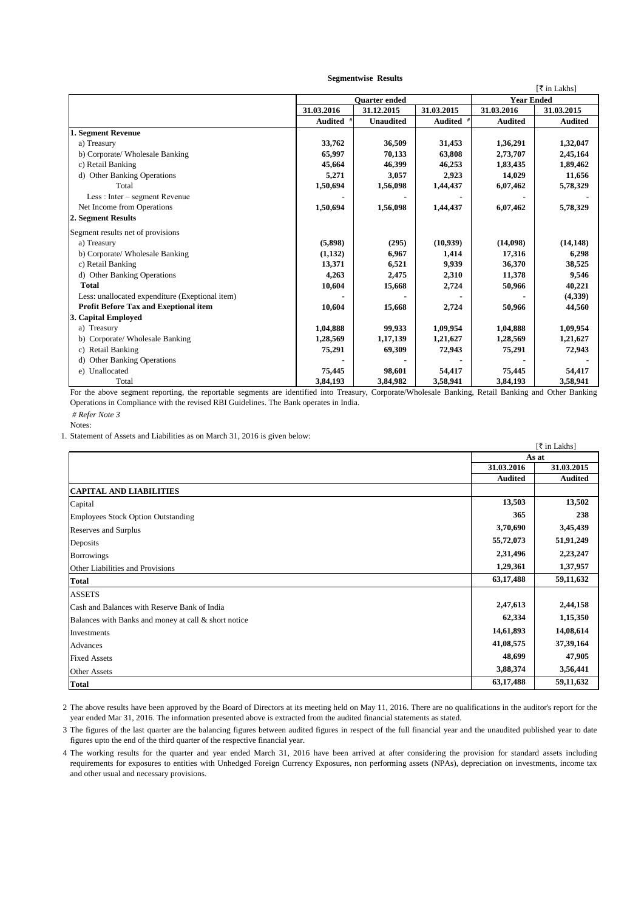**Segmentwise Results**

[₹ in Lakhs]

| | Quarter ended | | | Year Ended | |
|---|---|---|---|---|---|
| | 31.03.2016 | 31.12.2015 | 31.03.2015 | 31.03.2016 | 31.03.2015 |
| | Audited # | Unaudited | Audited # | Audited | Audited |
| **1. Segment Revenue** | | | | | |
| a) Treasury | **33,762** | **36,509** | **31,453** | **1,36,291** | **1,32,047** |
| b) Corporate/ Wholesale Banking | **65,997** | **70,133** | **63,808** | **2,73,707** | **2,45,164** |
| c) Retail Banking | **45,664** | **46,399** | **46,253** | **1,83,435** | **1,89,462** |
| d) Other Banking Operations | **5,271** | **3,057** | **2,923** | **14,029** | **11,656** |
| Total | **1,50,694** | **1,56,098** | **1,44,437** | **6,07,462** | **5,78,329** |
| Less : Inter – segment Revenue | - | - | - | - | - |
| Net Income from Operations | **1,50,694** | **1,56,098** | **1,44,437** | **6,07,462** | **5,78,329** |
| **2. Segment Results** | | | | | |
| Segment results net of provisions | | | | | |
| a) Treasury | **(5,898)** | **(295)** | **(10,939)** | **(14,098)** | **(14,148)** |
| b) Corporate/ Wholesale Banking | **(1,132)** | **6,967** | **1,414** | **17,316** | **6,298** |
| c) Retail Banking | **13,371** | **6,521** | **9,939** | **36,370** | **38,525** |
| d) Other Banking Operations | **4,263** | **2,475** | **2,310** | **11,378** | **9,546** |
| **Total** | **10,604** | **15,668** | **2,724** | **50,966** | **40,221** |
| Less: unallocated expenditure (Exeptional item) | - | - | - | - | **(4,339)** |
| **Profit Before Tax and Exeptional item** | **10,604** | **15,668** | **2,724** | **50,966** | **44,560** |
| **3. Capital Employed** | | | | | |
| a) Treasury | **1,04,888** | **99,933** | **1,09,954** | **1,04,888** | **1,09,954** |
| b) Corporate/ Wholesale Banking | **1,28,569** | **1,17,139** | **1,21,627** | **1,28,569** | **1,21,627** |
| c) Retail Banking | **75,291** | **69,309** | **72,943** | **75,291** | **72,943** |
| d) Other Banking Operations | - | - | - | - | - |
| e) Unallocated | **75,445** | **98,601** | **54,417** | **75,445** | **54,417** |
| Total | **3,84,193** | **3,84,982** | **3,58,941** | **3,84,193** | **3,58,941** |

For the above segment reporting, the reportable segments are identified into Treasury, Corporate/Wholesale Banking, Retail Banking and Other Banking Operations in Compliance with the revised RBI Guidelines. The Bank operates in India.

*# Refer Note 3*

Notes:

1. Statement of Assets and Liabilities as on March 31, 2016 is given below:

[₹ in Lakhs]

| | As at | |
|---|---|---|
| | 31.03.2016 | 31.03.2015 |
| | Audited | Audited |
| **CAPITAL AND LIABILITIES** | | |
| Capital | **13,503** | **13,502** |
| Employees Stock Option Outstanding | **365** | **238** |
| Reserves and Surplus | **3,70,690** | **3,45,439** |
| Deposits | **55,72,073** | **51,91,249** |
| Borrowings | **2,31,496** | **2,23,247** |
| Other Liabilities and Provisions | **1,29,361** | **1,37,957** |
| **Total** | **63,17,488** | **59,11,632** |
| ASSETS | | |
| Cash and Balances with Reserve Bank of India | **2,47,613** | **2,44,158** |
| Balances with Banks and money at call & short notice | **62,334** | **1,15,350** |
| Investments | **14,61,893** | **14,08,614** |
| Advances | **41,08,575** | **37,39,164** |
| Fixed Assets | **48,699** | **47,905** |
| Other Assets | **3,88,374** | **3,56,441** |
| **Total** | **63,17,488** | **59,11,632** |

2. The above results have been approved by the Board of Directors at its meeting held on May 11, 2016. There are no qualifications in the auditor's report for the year ended Mar 31, 2016. The information presented above is extracted from the audited financial statements as stated.

3. The figures of the last quarter are the balancing figures between audited figures in respect of the full financial year and the unaudited published year to date figures upto the end of the third quarter of the respective financial year.

4. The working results for the quarter and year ended March 31, 2016 have been arrived at after considering the provision for standard assets including requirements for exposures to entities with Unhedged Foreign Currency Exposures, non performing assets (NPAs), depreciation on investments, income tax and other usual and necessary provisions.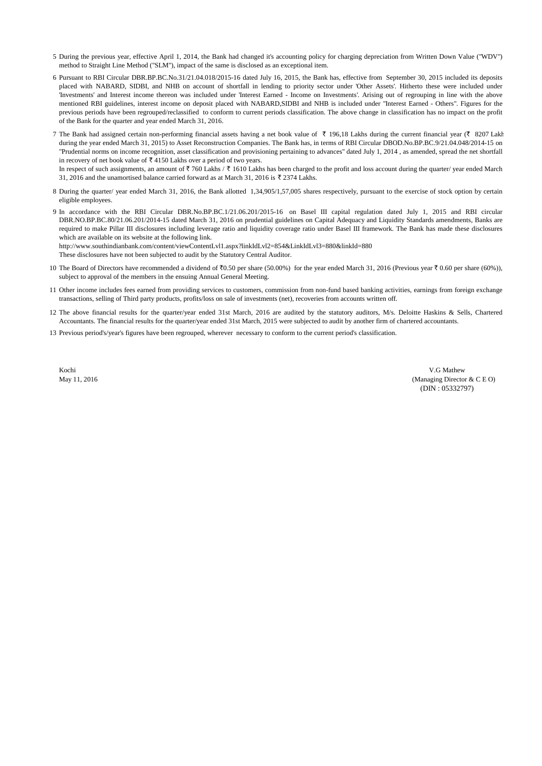5 During the previous year, effective April 1, 2014, the Bank had changed it's accounting policy for charging depreciation from Written Down Value ("WDV") method to Straight Line Method ("SLM"), impact of the same is disclosed as an exceptional item.

6 Pursuant to RBI Circular DBR.BP.BC.No.31/21.04.018/2015-16 dated July 16, 2015, the Bank has, effective from September 30, 2015 included its deposits placed with NABARD, SIDBI, and NHB on account of shortfall in lending to priority sector under 'Other Assets'. Hitherto these were included under 'Investments' and Interest income thereon was included under 'Interest Earned - Income on Investments'. Arising out of regrouping in line with the above mentioned RBI guidelines, interest income on deposit placed with NABARD,SIDBI and NHB is included under "Interest Earned - Others". Figures for the previous periods have been regrouped/reclassified to conform to current periods classification. The above change in classification has no impact on the profit of the Bank for the quarter and year ended March 31, 2016.

7 The Bank had assigned certain non-performing financial assets having a net book value of ₹ 196,18 Lakhs during the current financial year (₹ 8207 Lakh during the year ended March 31, 2015) to Asset Reconstruction Companies. The Bank has, in terms of RBI Circular DBOD.No.BP.BC.9/21.04.048/2014-15 on "Prudential norms on income recognition, asset classification and provisioning pertaining to advances" dated July 1, 2014 , as amended, spread the net shortfall in recovery of net book value of ₹ 4150 Lakhs over a period of two years.
In respect of such assignments, an amount of ₹ 760 Lakhs / ₹ 1610 Lakhs has been charged to the profit and loss account during the quarter/ year ended March 31, 2016 and the unamortised balance carried forward as at March 31, 2016 is ₹ 2374 Lakhs.

8 During the quarter/ year ended March 31, 2016, the Bank allotted 1,34,905/1,57,005 shares respectively, pursuant to the exercise of stock option by certain eligible employees.

9 In accordance with the RBI Circular DBR.No.BP.BC.1/21.06.201/2015-16 on Basel III capital regulation dated July 1, 2015 and RBI circular DBR.NO.BP.BC.80/21.06.201/2014-15 dated March 31, 2016 on prudential guidelines on Capital Adequacy and Liquidity Standards amendments, Banks are required to make Pillar III disclosures including leverage ratio and liquidity coverage ratio under Basel III framework. The Bank has made these disclosures which are available on its website at the following link.
http://www.southindianbank.com/content/viewContentLvl1.aspx?linkIdLvl2=854&LinkIdLvl3=880&linkId=880
These disclosures have not been subjected to audit by the Statutory Central Auditor.

10 The Board of Directors have recommended a dividend of ₹0.50 per share (50.00%) for the year ended March 31, 2016 (Previous year ₹ 0.60 per share (60%)), subject to approval of the members in the ensuing Annual General Meeting.

11 Other income includes fees earned from providing services to customers, commission from non-fund based banking activities, earnings from foreign exchange transactions, selling of Third party products, profits/loss on sale of investments (net), recoveries from accounts written off.

12 The above financial results for the quarter/year ended 31st March, 2016 are audited by the statutory auditors, M/s. Deloitte Haskins & Sells, Chartered Accountants. The financial results for the quarter/year ended 31st March, 2015 were subjected to audit by another firm of chartered accountants.

13 Previous period's/year's figures have been regrouped, wherever necessary to conform to the current period's classification.

Kochi
May 11, 2016

V.G Mathew
(Managing Director & C E O)
(DIN : 05332797)